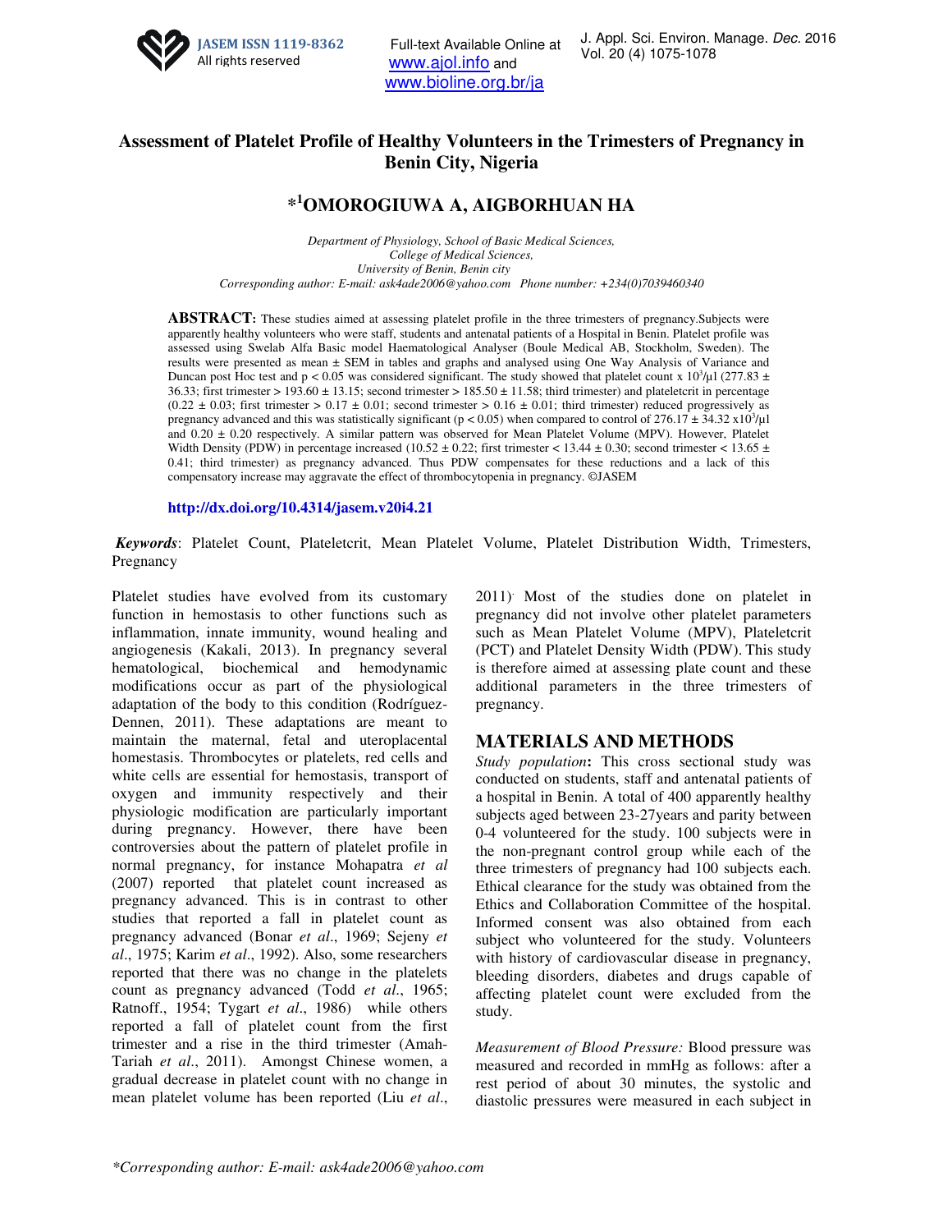# Assessment of Platelet Profile of Healthy Volunteers in the Trimesters of Pregnancy in Benin City, Nigeria

## *[1]OMOROGIUWA A, AIGBORHUAN HA

*Department of Physiology, School of Basic Medical Sciences,*
*College of Medical Sciences,*
*University of Benin, Benin city*
*Corresponding author: E-mail: ask4ade2006@yahoo.com Phone number: +234(0)7039460340*

**ABSTRACT:** These studies aimed at assessing platelet profile in the three trimesters of pregnancy.Subjects were apparently healthy volunteers who were staff, students and antenatal patients of a Hospital in Benin. Platelet profile was assessed using Swelab Alfa Basic model Haematological Analyser (Boule Medical AB, Stockholm, Sweden). The results were presented as mean ± SEM in tables and graphs and analysed using One Way Analysis of Variance and Duncan post Hoc test and $p < 0.05$ was considered significant. The study showed that platelet count x $10^3/\mu l$ (277.83 ± 36.33; first trimester > 193.60 ± 13.15; second trimester > 185.50 ± 11.58; third trimester) and plateletcrit in percentage (0.22 ± 0.03; first trimester > 0.17 ± 0.01; second trimester > 0.16 ± 0.01; third trimester) reduced progressively as pregnancy advanced and this was statistically significant ($p < 0.05$) when compared to control of 276.17 ± 34.32 x$10^3/\mu l$ and 0.20 ± 0.20 respectively. A similar pattern was observed for Mean Platelet Volume (MPV). However, Platelet Width Density (PDW) in percentage increased (10.52 ± 0.22; first trimester < 13.44 ± 0.30; second trimester < 13.65 ± 0.41; third trimester) as pregnancy advanced. Thus PDW compensates for these reductions and a lack of this compensatory increase may aggravate the effect of thrombocytopenia in pregnancy. ©JASEM

**http://dx.doi.org/10.4314/jasem.v20i4.21**

***Keywords***: Platelet Count, Plateletcrit, Mean Platelet Volume, Platelet Distribution Width, Trimesters, Pregnancy

Platelet studies have evolved from its customary function in hemostasis to other functions such as inflammation, innate immunity, wound healing and angiogenesis (Kakali, 2013). In pregnancy several hematological, biochemical and hemodynamic modifications occur as part of the physiological adaptation of the body to this condition (Rodríguez-Dennen, 2011). These adaptations are meant to maintain the maternal, fetal and uteroplacental homestasis. Thrombocytes or platelets, red cells and white cells are essential for hemostasis, transport of oxygen and immunity respectively and their physiologic modification are particularly important during pregnancy. However, there have been controversies about the pattern of platelet profile in normal pregnancy, for instance Mohapatra *et al* (2007) reported that platelet count increased as pregnancy advanced. This is in contrast to other studies that reported a fall in platelet count as pregnancy advanced (Bonar *et al*., 1969; Sejeny *et al*., 1975; Karim *et al*., 1992). Also, some researchers reported that there was no change in the platelets count as pregnancy advanced (Todd *et al*., 1965; Ratnoff., 1954; Tygart *et al*., 1986) while others reported a fall of platelet count from the first trimester and a rise in the third trimester (Amah-Tariah *et al*., 2011). Amongst Chinese women, a gradual decrease in platelet count with no change in mean platelet volume has been reported (Liu *et al*., 2011). Most of the studies done on platelet in pregnancy did not involve other platelet parameters such as Mean Platelet Volume (MPV), Plateletcrit (PCT) and Platelet Density Width (PDW). This study is therefore aimed at assessing plate count and these additional parameters in the three trimesters of pregnancy.

## MATERIALS AND METHODS

*Study population***:** This cross sectional study was conducted on students, staff and antenatal patients of a hospital in Benin. A total of 400 apparently healthy subjects aged between 23-27years and parity between 0-4 volunteered for the study. 100 subjects were in the non-pregnant control group while each of the three trimesters of pregnancy had 100 subjects each. Ethical clearance for the study was obtained from the Ethics and Collaboration Committee of the hospital. Informed consent was also obtained from each subject who volunteered for the study. Volunteers with history of cardiovascular disease in pregnancy, bleeding disorders, diabetes and drugs capable of affecting platelet count were excluded from the study.

*Measurement of Blood Pressure:* Blood pressure was measured and recorded in mmHg as follows: after a rest period of about 30 minutes, the systolic and diastolic pressures were measured in each subject in

*Corresponding author: E-mail: ask4ade2006@yahoo.com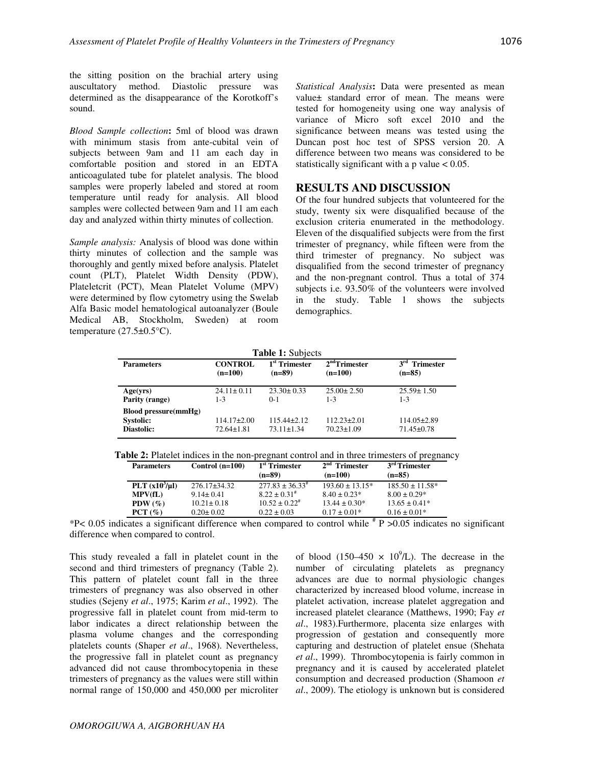the sitting position on the brachial artery using auscultatory method. Diastolic pressure was determined as the disappearance of the Korotkoff's sound.

*Blood Sample collection*: 5ml of blood was drawn with minimum stasis from ante-cubital vein of subjects between 9am and 11 am each day in comfortable position and stored in an EDTA anticoagulated tube for platelet analysis. The blood samples were properly labeled and stored at room temperature until ready for analysis. All blood samples were collected between 9am and 11 am each day and analyzed within thirty minutes of collection.

*Sample analysis:* Analysis of blood was done within thirty minutes of collection and the sample was thoroughly and gently mixed before analysis. Platelet count (PLT), Platelet Width Density (PDW), Plateletcrit (PCT), Mean Platelet Volume (MPV) were determined by flow cytometry using the Swelab Alfa Basic model hematological autoanalyzer (Boule Medical AB, Stockholm, Sweden) at room temperature (27.5±0.5°C).

*Statistical Analysis*: Data were presented as mean value± standard error of mean. The means were tested for homogeneity using one way analysis of variance of Micro soft excel 2010 and the significance between means was tested using the Duncan post hoc test of SPSS version 20. A difference between two means was considered to be statistically significant with a p value < 0.05.

## RESULTS AND DISCUSSION

Of the four hundred subjects that volunteered for the study, twenty six were disqualified because of the exclusion criteria enumerated in the methodology. Eleven of the disqualified subjects were from the first trimester of pregnancy, while fifteen were from the third trimester of pregnancy. No subject was disqualified from the second trimester of pregnancy and the non-pregnant control. Thus a total of 374 subjects i.e. 93.50% of the volunteers were involved in the study. Table 1 shows the subjects demographics.

**Table 1:** Subjects

| Parameters | CONTROL (n=100) | 1st Trimester (n=89) | 2nd Trimester (n=100) | 3rd Trimester (n=85) |
|---|---|---|---|---|
| **Age(yrs)** | 24.11± 0.11 | 23.30± 0.33 | 25.00± 2.50 | 25.59± 1.50 |
| **Parity (range)** | 1-3 | 0-1 | 1-3 | 1-3 |
| **Blood pressure(mmHg)** | | | | |
| **Systolic:** | 114.17±2.00 | 115.44±2.12 | 112.23±2.01 | 114.05±2.89 |
| **Diastolic:** | 72.64±1.81 | 73.11±1.34 | 70.23±1.09 | 71.45±0.78 |

**Table 2:** Platelet indices in the non-pregnant control and in three trimesters of pregnancy

| Parameters | Control (n=100) | 1st Trimester (n=89) | 2nd Trimester (n=100) | 3rd Trimester (n=85) |
|---|---|---|---|---|
| **PLT ($x10^3$/μl)** | 276.17±34.32 | 277.83 ± 36.33# | 193.60 ± 13.15* | 185.50 ± 11.58* |
| **MPV(fL)** | 9.14± 0.41 | 8.22 ± 0.31# | 8.40 ± 0.23* | 8.00 ± 0.29* |
| **PDW (%)** | 10.21± 0.18 | 10.52 ± 0.22# | 13.44 ± 0.30* | 13.65 ± 0.41* |
| **PCT (%)** | 0.20± 0.02 | 0.22 ± 0.03 | 0.17 ± 0.01* | 0.16 ± 0.01* |

*P< 0.05 indicates a significant difference when compared to control while # P >0.05 indicates no significant difference when compared to control.

This study revealed a fall in platelet count in the second and third trimesters of pregnancy (Table 2). This pattern of platelet count fall in the three trimesters of pregnancy was also observed in other studies (Sejeny *et al*., 1975; Karim *et al*., 1992). The progressive fall in platelet count from mid-term to labor indicates a direct relationship between the plasma volume changes and the corresponding platelets counts (Shaper *et al*., 1968). Nevertheless, the progressive fall in platelet count as pregnancy advanced did not cause thrombocytopenia in these trimesters of pregnancy as the values were still within normal range of 150,000 and 450,000 per microliter of blood (150–450 × $10^9$/L). The decrease in the number of circulating platelets as pregnancy advances are due to normal physiologic changes characterized by increased blood volume, increase in platelet activation, increase platelet aggregation and increased platelet clearance (Matthews, 1990; Fay *et al*., 1983).Furthermore, placenta size enlarges with progression of gestation and consequently more capturing and destruction of platelet ensue (Shehata *et al*., 1999). Thrombocytopenia is fairly common in pregnancy and it is caused by accelerated platelet consumption and decreased production (Shamoon *et al*., 2009). The etiology is unknown but is considered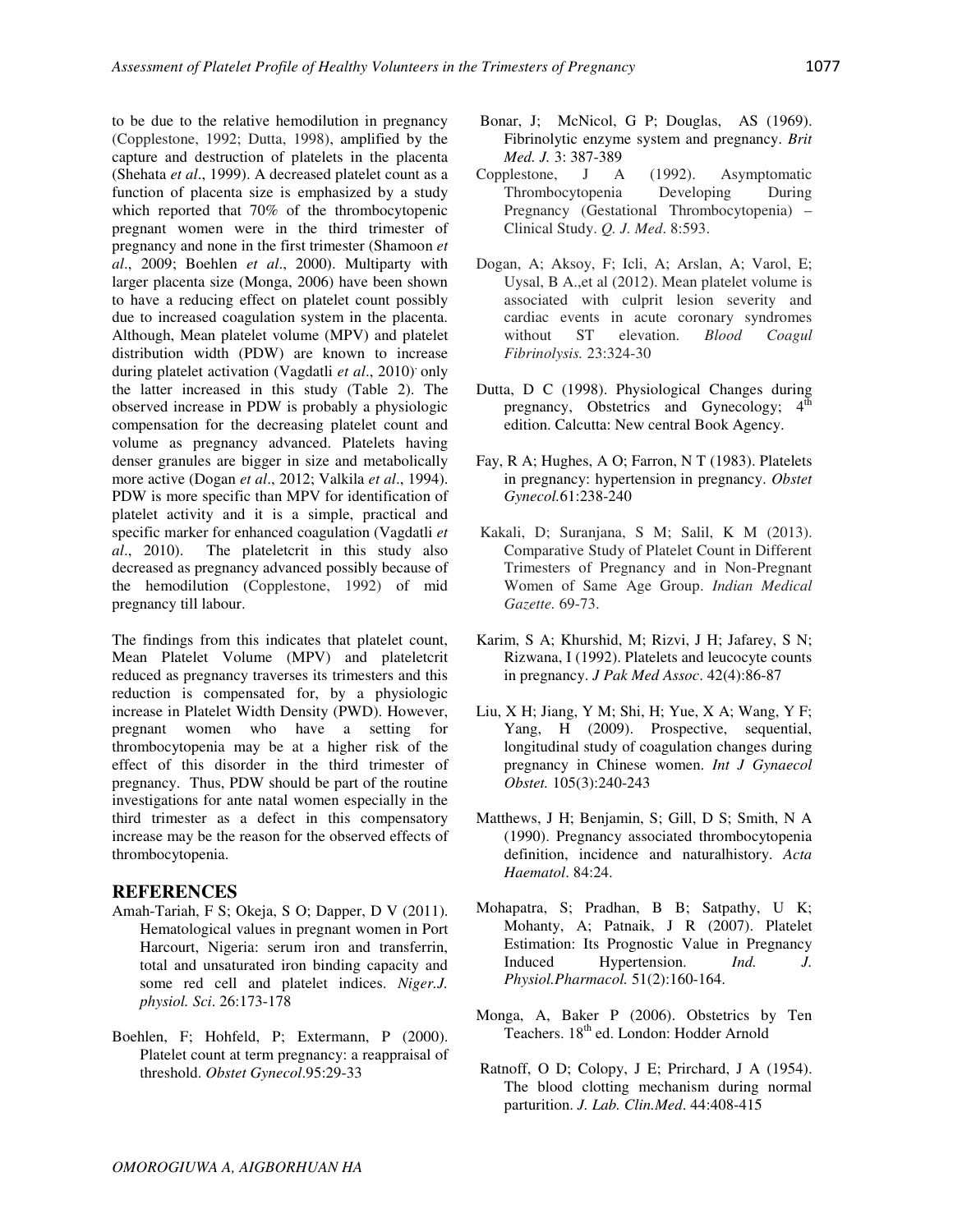to be due to the relative hemodilution in pregnancy (Copplestone, 1992; Dutta, 1998), amplified by the capture and destruction of platelets in the placenta (Shehata *et al*., 1999). A decreased platelet count as a function of placenta size is emphasized by a study which reported that 70% of the thrombocytopenic pregnant women were in the third trimester of pregnancy and none in the first trimester (Shamoon *et al*., 2009; Boehlen *et al*., 2000). Multiparty with larger placenta size (Monga, 2006) have been shown to have a reducing effect on platelet count possibly due to increased coagulation system in the placenta. Although, Mean platelet volume (MPV) and platelet distribution width (PDW) are known to increase during platelet activation (Vagdatli *et al*., 2010) only the latter increased in this study (Table 2). The observed increase in PDW is probably a physiologic compensation for the decreasing platelet count and volume as pregnancy advanced. Platelets having denser granules are bigger in size and metabolically more active (Dogan *et al*., 2012; Valkila *et al*., 1994). PDW is more specific than MPV for identification of platelet activity and it is a simple, practical and specific marker for enhanced coagulation (Vagdatli *et al*., 2010). The plateletcrit in this study also decreased as pregnancy advanced possibly because of the hemodilution (Copplestone, 1992) of mid pregnancy till labour.

The findings from this indicates that platelet count, Mean Platelet Volume (MPV) and plateletcrit reduced as pregnancy traverses its trimesters and this reduction is compensated for, by a physiologic increase in Platelet Width Density (PWD). However, pregnant women who have a setting for thrombocytopenia may be at a higher risk of the effect of this disorder in the third trimester of pregnancy. Thus, PDW should be part of the routine investigations for ante natal women especially in the third trimester as a defect in this compensatory increase may be the reason for the observed effects of thrombocytopenia.

## REFERENCES

Amah-Tariah, F S; Okeja, S O; Dapper, D V (2011). Hematological values in pregnant women in Port Harcourt, Nigeria: serum iron and transferrin, total and unsaturated iron binding capacity and some red cell and platelet indices. *Niger.J. physiol. Sci*. 26:173-178

Boehlen, F; Hohfeld, P; Extermann, P (2000). Platelet count at term pregnancy: a reappraisal of threshold. *Obstet Gynecol*.95:29-33

Bonar, J; McNicol, G P; Douglas, AS (1969). Fibrinolytic enzyme system and pregnancy. *Brit Med. J.* 3: 387-389

Copplestone, J A (1992). Asymptomatic Thrombocytopenia Developing During Pregnancy (Gestational Thrombocytopenia) – Clinical Study. *Q. J. Med*. 8:593.

Dogan, A; Aksoy, F; Icli, A; Arslan, A; Varol, E; Uysal, B A.,et al (2012). Mean platelet volume is associated with culprit lesion severity and cardiac events in acute coronary syndromes without ST elevation. *Blood Coagul Fibrinolysis.* 23:324-30

Dutta, D C (1998). Physiological Changes during pregnancy, Obstetrics and Gynecology; 4th edition. Calcutta: New central Book Agency.

Fay, R A; Hughes, A O; Farron, N T (1983). Platelets in pregnancy: hypertension in pregnancy. *Obstet Gynecol.*61:238-240

Kakali, D; Suranjana, S M; Salil, K M (2013). Comparative Study of Platelet Count in Different Trimesters of Pregnancy and in Non-Pregnant Women of Same Age Group. *Indian Medical Gazette.* 69-73.

Karim, S A; Khurshid, M; Rizvi, J H; Jafarey, S N; Rizwana, I (1992). Platelets and leucocyte counts in pregnancy. *J Pak Med Assoc*. 42(4):86-87

Liu, X H; Jiang, Y M; Shi, H; Yue, X A; Wang, Y F; Yang, H (2009). Prospective, sequential, longitudinal study of coagulation changes during pregnancy in Chinese women. *Int J Gynaecol Obstet.* 105(3):240-243

Matthews, J H; Benjamin, S; Gill, D S; Smith, N A (1990). Pregnancy associated thrombocytopenia definition, incidence and naturalhistory. *Acta Haematol*. 84:24.

Mohapatra, S; Pradhan, B B; Satpathy, U K; Mohanty, A; Patnaik, J R (2007). Platelet Estimation: Its Prognostic Value in Pregnancy Induced Hypertension. *Ind. J. Physiol.Pharmacol.* 51(2):160-164.

Monga, A, Baker P (2006). Obstetrics by Ten Teachers. 18th ed. London: Hodder Arnold

Ratnoff, O D; Colopy, J E; Prirchard, J A (1954). The blood clotting mechanism during normal parturition. *J. Lab. Clin.Med*. 44:408-415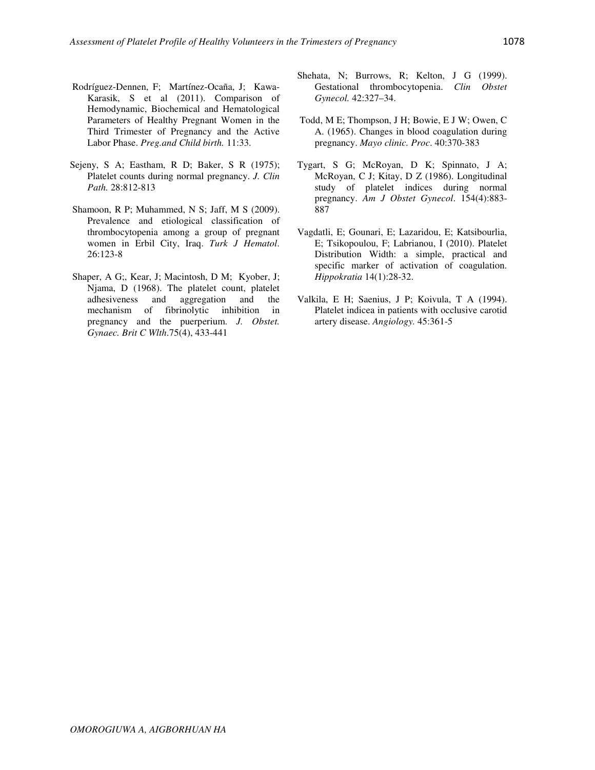Rodríguez-Dennen, F; Martínez-Ocaña, J; Kawa-Karasik, S et al (2011). Comparison of Hemodynamic, Biochemical and Hematological Parameters of Healthy Pregnant Women in the Third Trimester of Pregnancy and the Active Labor Phase. *Preg.and Child birth.* 11:33.

Sejeny, S A; Eastham, R D; Baker, S R (1975); Platelet counts during normal pregnancy. *J. Clin Path.* 28:812-813

Shamoon, R P; Muhammed, N S; Jaff, M S (2009). Prevalence and etiological classification of thrombocytopenia among a group of pregnant women in Erbil City, Iraq. *Turk J Hematol*. 26:123-8

Shaper, A G;, Kear, J; Macintosh, D M; Kyober, J; Njama, D (1968). The platelet count, platelet adhesiveness and aggregation and the mechanism of fibrinolytic inhibition in pregnancy and the puerperium. *J. Obstet. Gynaec. Brit C Wlth*.75(4), 433-441

Shehata, N; Burrows, R; Kelton, J G (1999). Gestational thrombocytopenia. *Clin Obstet Gynecol.* 42:327–34.

Todd, M E; Thompson, J H; Bowie, E J W; Owen, C A. (1965). Changes in blood coagulation during pregnancy. *Mayo clinic. Proc*. 40:370-383

Tygart, S G; McRoyan, D K; Spinnato, J A; McRoyan, C J; Kitay, D Z (1986). Longitudinal study of platelet indices during normal pregnancy. *Am J Obstet Gynecol*. 154(4):883-887

Vagdatli, E; Gounari, E; Lazaridou, E; Katsibourlia, E; Tsikopoulou, F; Labrianou, I (2010). Platelet Distribution Width: a simple, practical and specific marker of activation of coagulation. *Hippokratia* 14(1):28-32.

Valkila, E H; Saenius, J P; Koivula, T A (1994). Platelet indicea in patients with occlusive carotid artery disease. *Angiology.* 45:361-5